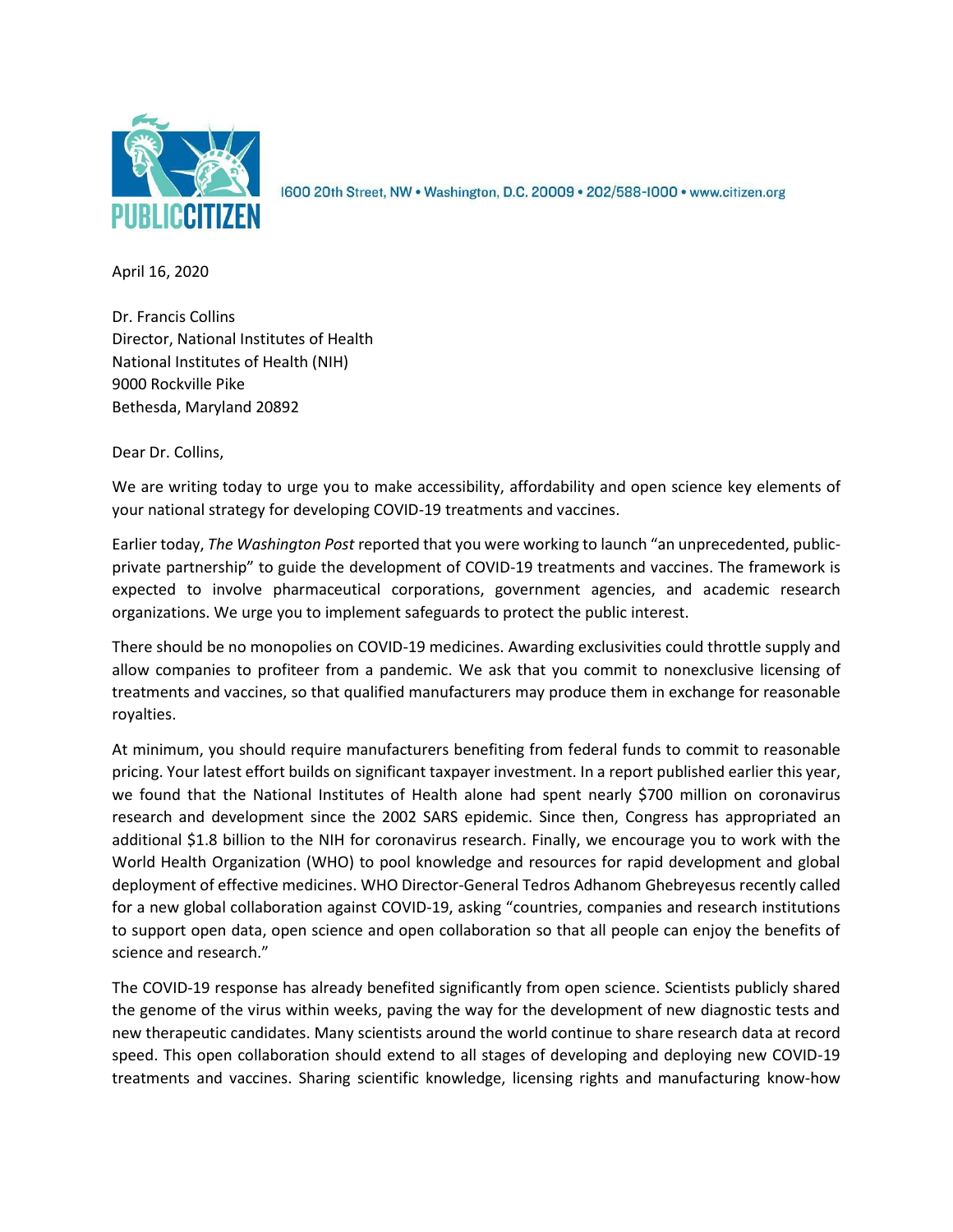**PUBLIC CITIZEN**

1600 20th Street, NW • Washington, D.C. 20009 • 202/588-1000 • www.citizen.org

April 16, 2020

Dr. Francis Collins
Director, National Institutes of Health
National Institutes of Health (NIH)
9000 Rockville Pike
Bethesda, Maryland 20892

Dear Dr. Collins,

We are writing today to urge you to make accessibility, affordability and open science key elements of your national strategy for developing COVID-19 treatments and vaccines.

Earlier today, *The Washington Post* reported that you were working to launch "an unprecedented, public-private partnership" to guide the development of COVID-19 treatments and vaccines. The framework is expected to involve pharmaceutical corporations, government agencies, and academic research organizations. We urge you to implement safeguards to protect the public interest.

There should be no monopolies on COVID-19 medicines. Awarding exclusivities could throttle supply and allow companies to profiteer from a pandemic. We ask that you commit to nonexclusive licensing of treatments and vaccines, so that qualified manufacturers may produce them in exchange for reasonable royalties.

At minimum, you should require manufacturers benefiting from federal funds to commit to reasonable pricing. Your latest effort builds on significant taxpayer investment. In a report published earlier this year, we found that the National Institutes of Health alone had spent nearly $700 million on coronavirus research and development since the 2002 SARS epidemic. Since then, Congress has appropriated an additional $1.8 billion to the NIH for coronavirus research. Finally, we encourage you to work with the World Health Organization (WHO) to pool knowledge and resources for rapid development and global deployment of effective medicines. WHO Director-General Tedros Adhanom Ghebreyesus recently called for a new global collaboration against COVID-19, asking "countries, companies and research institutions to support open data, open science and open collaboration so that all people can enjoy the benefits of science and research."

The COVID-19 response has already benefited significantly from open science. Scientists publicly shared the genome of the virus within weeks, paving the way for the development of new diagnostic tests and new therapeutic candidates. Many scientists around the world continue to share research data at record speed. This open collaboration should extend to all stages of developing and deploying new COVID-19 treatments and vaccines. Sharing scientific knowledge, licensing rights and manufacturing know-how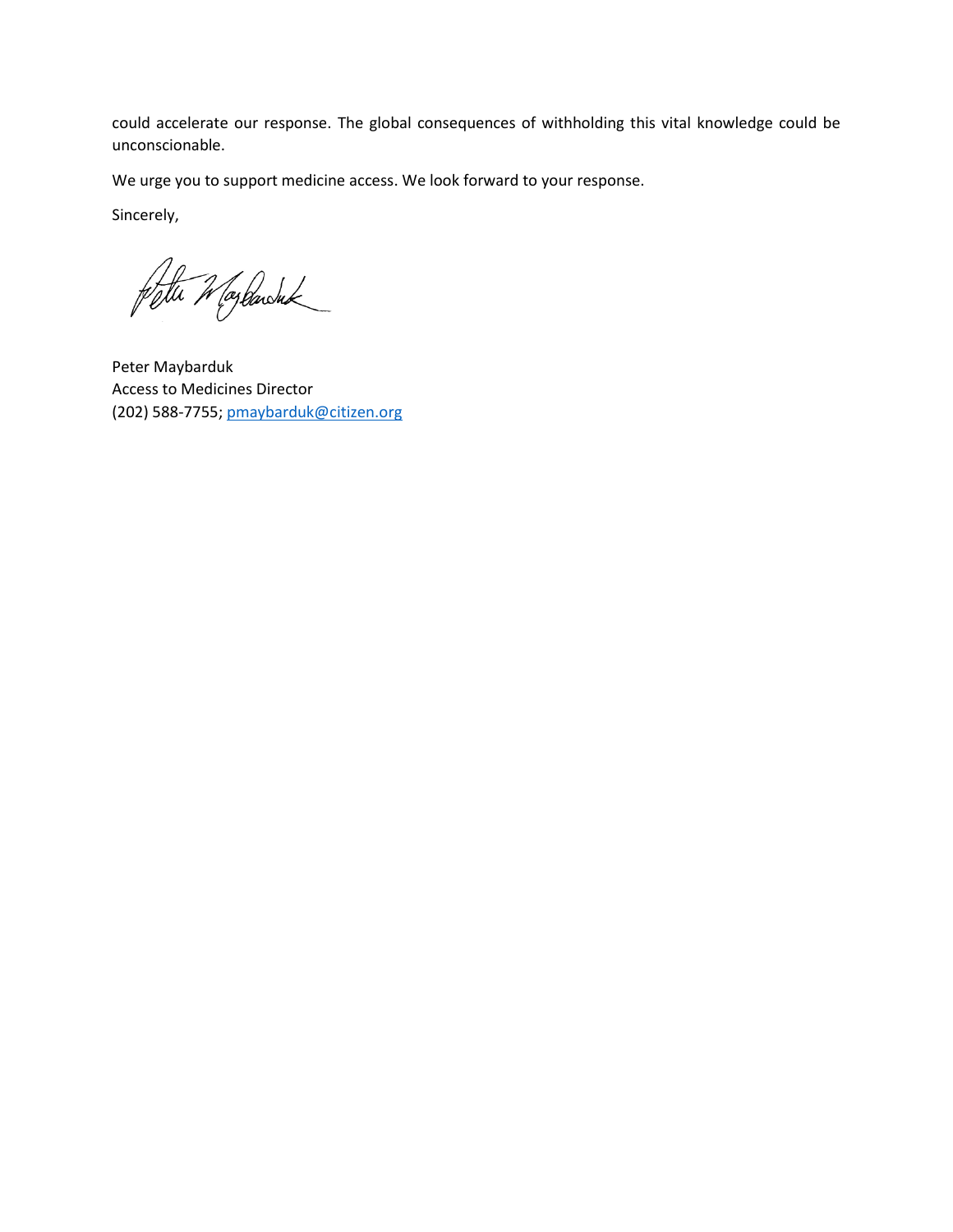could accelerate our response. The global consequences of withholding this vital knowledge could be unconscionable.

We urge you to support medicine access. We look forward to your response.

Sincerely,

Peter Maybarduk
Access to Medicines Director
(202) 588-7755; pmaybarduk@citizen.org